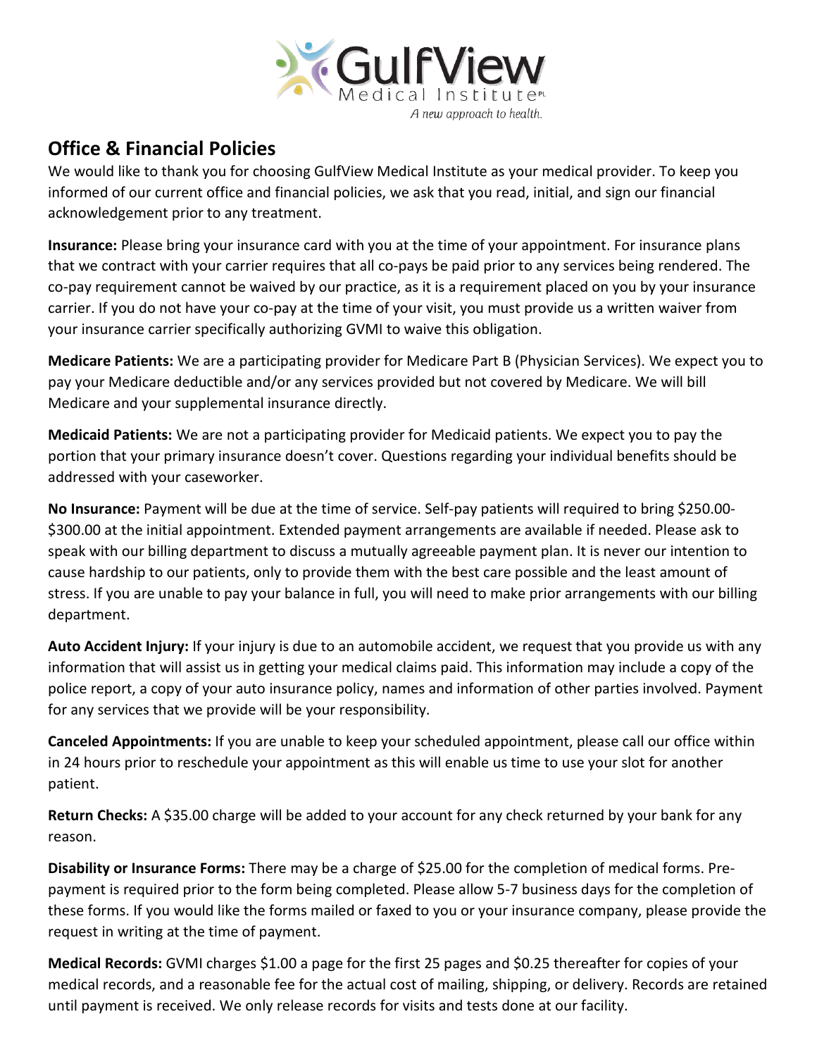GulfView Medical Institute PL

*A new approach to health.*

## Office & Financial Policies

We would like to thank you for choosing GulfView Medical Institute as your medical provider. To keep you informed of our current office and financial policies, we ask that you read, initial, and sign our financial acknowledgement prior to any treatment.

**Insurance:** Please bring your insurance card with you at the time of your appointment. For insurance plans that we contract with your carrier requires that all co-pays be paid prior to any services being rendered. The co-pay requirement cannot be waived by our practice, as it is a requirement placed on you by your insurance carrier. If you do not have your co-pay at the time of your visit, you must provide us a written waiver from your insurance carrier specifically authorizing GVMI to waive this obligation.

**Medicare Patients:** We are a participating provider for Medicare Part B (Physician Services). We expect you to pay your Medicare deductible and/or any services provided but not covered by Medicare. We will bill Medicare and your supplemental insurance directly.

**Medicaid Patients:** We are not a participating provider for Medicaid patients. We expect you to pay the portion that your primary insurance doesn't cover. Questions regarding your individual benefits should be addressed with your caseworker.

**No Insurance:** Payment will be due at the time of service. Self-pay patients will required to bring $250.00-$300.00 at the initial appointment. Extended payment arrangements are available if needed. Please ask to speak with our billing department to discuss a mutually agreeable payment plan. It is never our intention to cause hardship to our patients, only to provide them with the best care possible and the least amount of stress. If you are unable to pay your balance in full, you will need to make prior arrangements with our billing department.

**Auto Accident Injury:** If your injury is due to an automobile accident, we request that you provide us with any information that will assist us in getting your medical claims paid. This information may include a copy of the police report, a copy of your auto insurance policy, names and information of other parties involved. Payment for any services that we provide will be your responsibility.

**Canceled Appointments:** If you are unable to keep your scheduled appointment, please call our office within in 24 hours prior to reschedule your appointment as this will enable us time to use your slot for another patient.

**Return Checks:** A $35.00 charge will be added to your account for any check returned by your bank for any reason.

**Disability or Insurance Forms:** There may be a charge of $25.00 for the completion of medical forms. Pre-payment is required prior to the form being completed. Please allow 5-7 business days for the completion of these forms. If you would like the forms mailed or faxed to you or your insurance company, please provide the request in writing at the time of payment.

**Medical Records:** GVMI charges $1.00 a page for the first 25 pages and $0.25 thereafter for copies of your medical records, and a reasonable fee for the actual cost of mailing, shipping, or delivery. Records are retained until payment is received. We only release records for visits and tests done at our facility.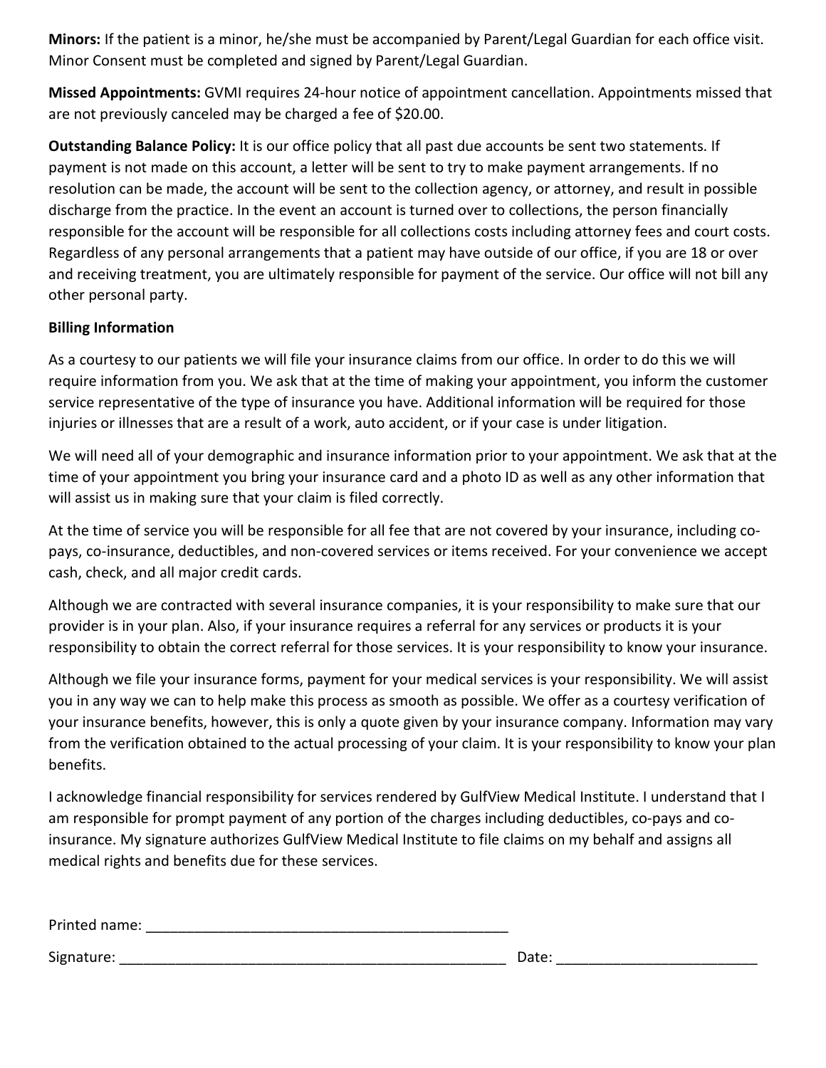**Minors:** If the patient is a minor, he/she must be accompanied by Parent/Legal Guardian for each office visit. Minor Consent must be completed and signed by Parent/Legal Guardian.

**Missed Appointments:** GVMI requires 24-hour notice of appointment cancellation. Appointments missed that are not previously canceled may be charged a fee of $20.00.

**Outstanding Balance Policy:** It is our office policy that all past due accounts be sent two statements. If payment is not made on this account, a letter will be sent to try to make payment arrangements. If no resolution can be made, the account will be sent to the collection agency, or attorney, and result in possible discharge from the practice. In the event an account is turned over to collections, the person financially responsible for the account will be responsible for all collections costs including attorney fees and court costs. Regardless of any personal arrangements that a patient may have outside of our office, if you are 18 or over and receiving treatment, you are ultimately responsible for payment of the service. Our office will not bill any other personal party.

**Billing Information**

As a courtesy to our patients we will file your insurance claims from our office. In order to do this we will require information from you. We ask that at the time of making your appointment, you inform the customer service representative of the type of insurance you have. Additional information will be required for those injuries or illnesses that are a result of a work, auto accident, or if your case is under litigation.

We will need all of your demographic and insurance information prior to your appointment. We ask that at the time of your appointment you bring your insurance card and a photo ID as well as any other information that will assist us in making sure that your claim is filed correctly.

At the time of service you will be responsible for all fee that are not covered by your insurance, including co-pays, co-insurance, deductibles, and non-covered services or items received. For your convenience we accept cash, check, and all major credit cards.

Although we are contracted with several insurance companies, it is your responsibility to make sure that our provider is in your plan. Also, if your insurance requires a referral for any services or products it is your responsibility to obtain the correct referral for those services. It is your responsibility to know your insurance.

Although we file your insurance forms, payment for your medical services is your responsibility. We will assist you in any way we can to help make this process as smooth as possible. We offer as a courtesy verification of your insurance benefits, however, this is only a quote given by your insurance company. Information may vary from the verification obtained to the actual processing of your claim. It is your responsibility to know your plan benefits.

I acknowledge financial responsibility for services rendered by GulfView Medical Institute. I understand that I am responsible for prompt payment of any portion of the charges including deductibles, co-pays and co-insurance. My signature authorizes GulfView Medical Institute to file claims on my behalf and assigns all medical rights and benefits due for these services.

Printed name: _______________________________________________

Signature: __________________________________________________ Date: _________________________